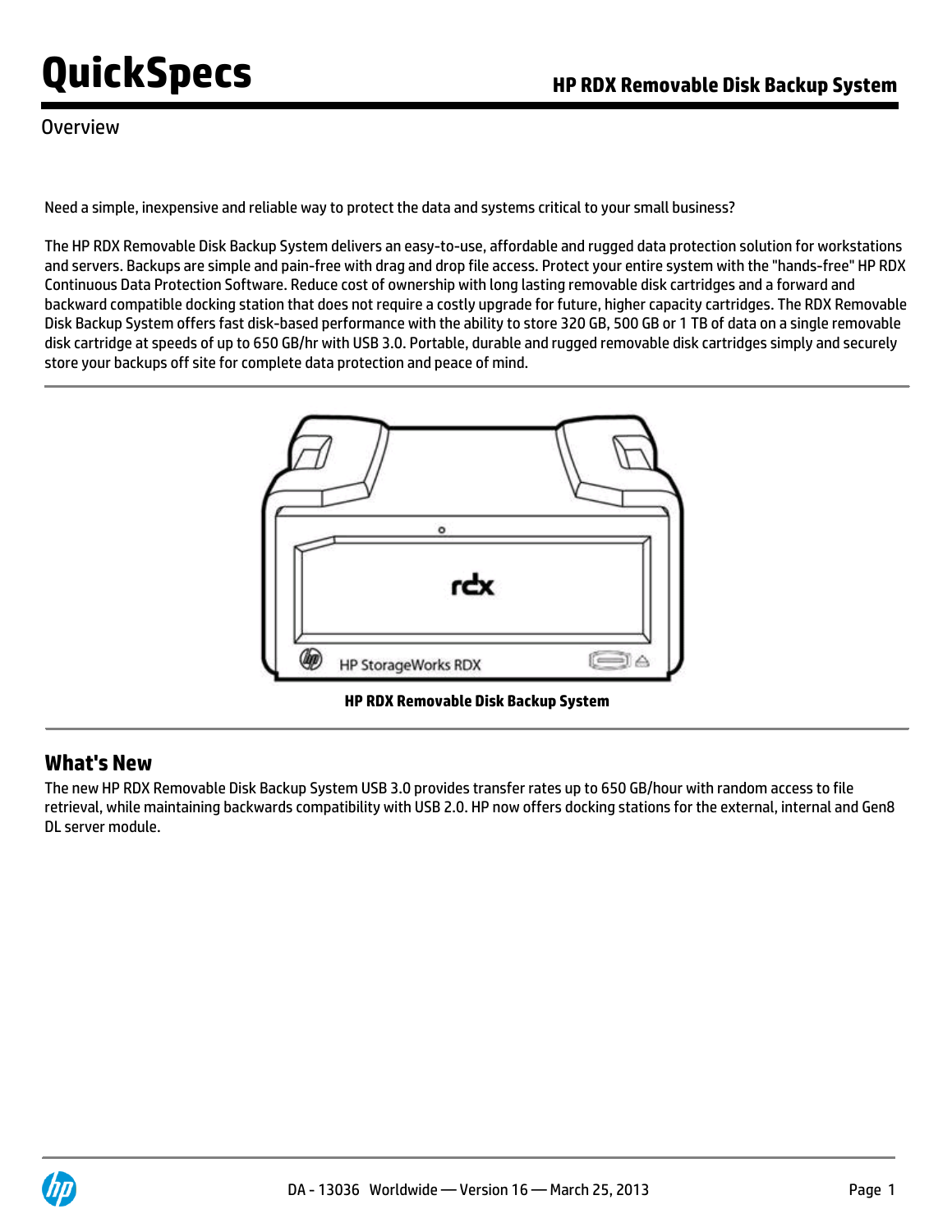# QuickSpecs

## HP RDX Removable Disk Backup System

### Overview

Need a simple, inexpensive and reliable way to protect the data and systems critical to your small business?

The HP RDX Removable Disk Backup System delivers an easy-to-use, affordable and rugged data protection solution for workstations and servers. Backups are simple and pain-free with drag and drop file access. Protect your entire system with the "hands-free" HP RDX Continuous Data Protection Software. Reduce cost of ownership with long lasting removable disk cartridges and a forward and backward compatible docking station that does not require a costly upgrade for future, higher capacity cartridges. The RDX Removable Disk Backup System offers fast disk-based performance with the ability to store 320 GB, 500 GB or 1 TB of data on a single removable disk cartridge at speeds of up to 650 GB/hr with USB 3.0. Portable, durable and rugged removable disk cartridges simply and securely store your backups off site for complete data protection and peace of mind.

**HP RDX Removable Disk Backup System**

## What's New

The new HP RDX Removable Disk Backup System USB 3.0 provides transfer rates up to 650 GB/hour with random access to file retrieval, while maintaining backwards compatibility with USB 2.0. HP now offers docking stations for the external, internal and Gen8 DL server module.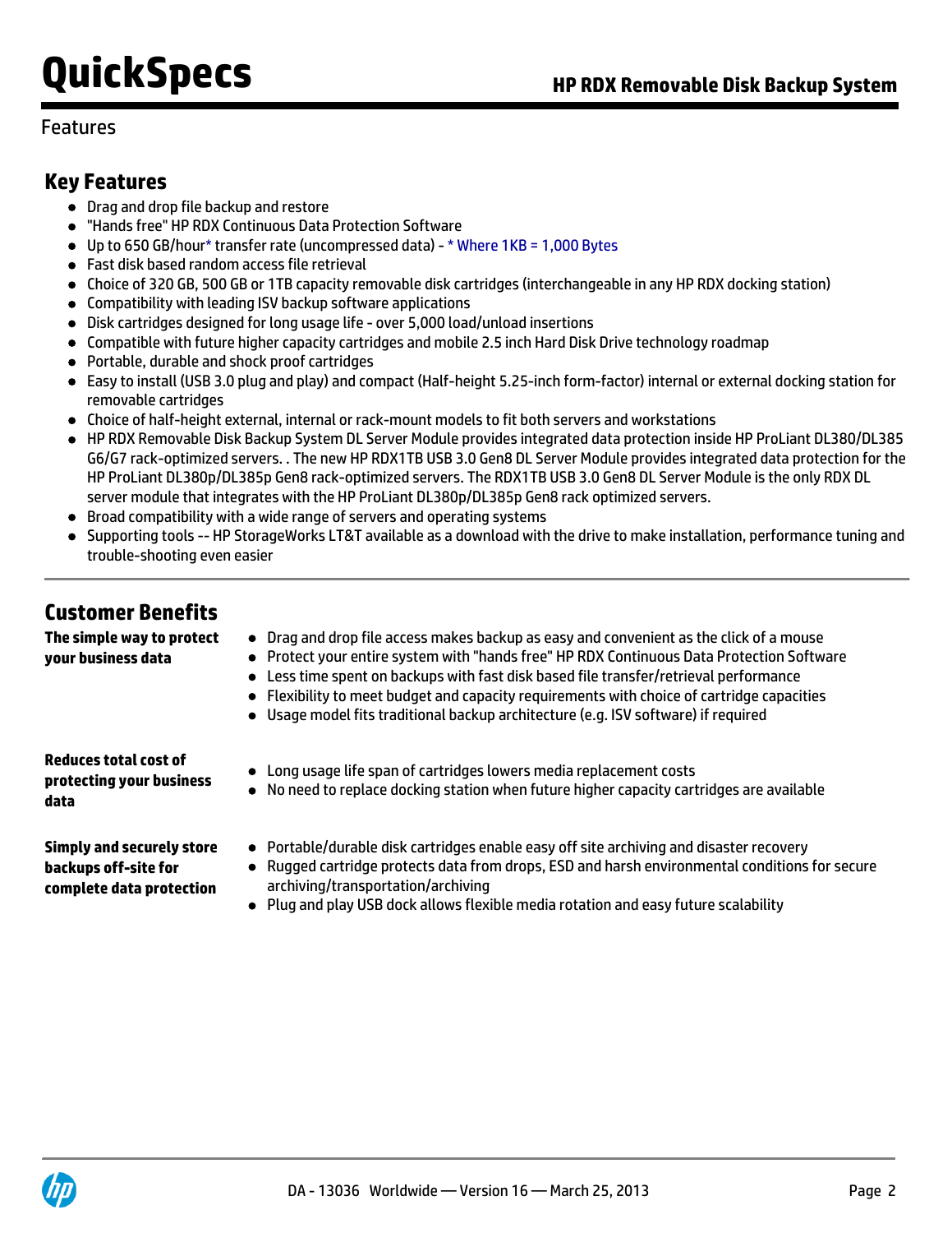## Features

### Key Features

- Drag and drop file backup and restore
- "Hands free" HP RDX Continuous Data Protection Software
- Up to 650 GB/hour* transfer rate (uncompressed data) - * Where 1KB = 1,000 Bytes
- Fast disk based random access file retrieval
- Choice of 320 GB, 500 GB or 1TB capacity removable disk cartridges (interchangeable in any HP RDX docking station)
- Compatibility with leading ISV backup software applications
- Disk cartridges designed for long usage life - over 5,000 load/unload insertions
- Compatible with future higher capacity cartridges and mobile 2.5 inch Hard Disk Drive technology roadmap
- Portable, durable and shock proof cartridges
- Easy to install (USB 3.0 plug and play) and compact (Half-height 5.25-inch form-factor) internal or external docking station for removable cartridges
- Choice of half-height external, internal or rack-mount models to fit both servers and workstations
- HP RDX Removable Disk Backup System DL Server Module provides integrated data protection inside HP ProLiant DL380/DL385 G6/G7 rack-optimized servers. . The new HP RDX1TB USB 3.0 Gen8 DL Server Module provides integrated data protection for the HP ProLiant DL380p/DL385p Gen8 rack-optimized servers. The RDX1TB USB 3.0 Gen8 DL Server Module is the only RDX DL server module that integrates with the HP ProLiant DL380p/DL385p Gen8 rack optimized servers.
- Broad compatibility with a wide range of servers and operating systems
- Supporting tools -- HP StorageWorks LT&T available as a download with the drive to make installation, performance tuning and trouble-shooting even easier

### Customer Benefits

**The simple way to protect your business data**

- Drag and drop file access makes backup as easy and convenient as the click of a mouse
- Protect your entire system with "hands free" HP RDX Continuous Data Protection Software
- Less time spent on backups with fast disk based file transfer/retrieval performance
- Flexibility to meet budget and capacity requirements with choice of cartridge capacities
- Usage model fits traditional backup architecture (e.g. ISV software) if required

**Reduces total cost of protecting your business data**

- Long usage life span of cartridges lowers media replacement costs
- No need to replace docking station when future higher capacity cartridges are available

**Simply and securely store backups off-site for complete data protection**

- Portable/durable disk cartridges enable easy off site archiving and disaster recovery
- Rugged cartridge protects data from drops, ESD and harsh environmental conditions for secure archiving/transportation/archiving
- Plug and play USB dock allows flexible media rotation and easy future scalability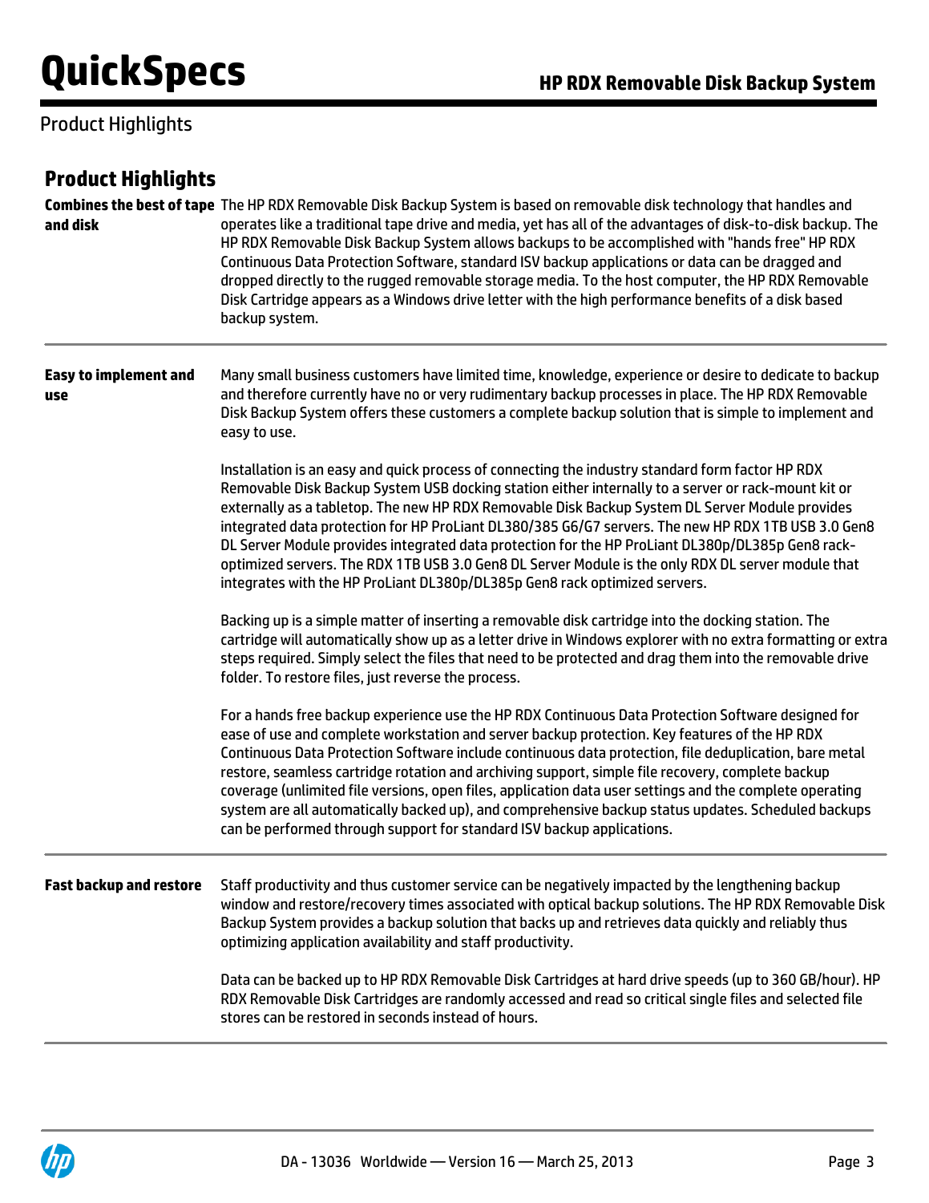Product Highlights

## Product Highlights

| | |
|---|---|
| **Combines the best of tape and disk** | The HP RDX Removable Disk Backup System is based on removable disk technology that handles and operates like a traditional tape drive and media, yet has all of the advantages of disk-to-disk backup. The HP RDX Removable Disk Backup System allows backups to be accomplished with "hands free" HP RDX Continuous Data Protection Software, standard ISV backup applications or data can be dragged and dropped directly to the rugged removable storage media. To the host computer, the HP RDX Removable Disk Cartridge appears as a Windows drive letter with the high performance benefits of a disk based backup system. |
| **Easy to implement and use** | Many small business customers have limited time, knowledge, experience or desire to dedicate to backup and therefore currently have no or very rudimentary backup processes in place. The HP RDX Removable Disk Backup System offers these customers a complete backup solution that is simple to implement and easy to use.<br><br>Installation is an easy and quick process of connecting the industry standard form factor HP RDX Removable Disk Backup System USB docking station either internally to a server or rack-mount kit or externally as a tabletop. The new HP RDX Removable Disk Backup System DL Server Module provides integrated data protection for HP ProLiant DL380/385 G6/G7 servers. The new HP RDX 1TB USB 3.0 Gen8 DL Server Module provides integrated data protection for the HP ProLiant DL380p/DL385p Gen8 rack-optimized servers. The RDX 1TB USB 3.0 Gen8 DL Server Module is the only RDX DL server module that integrates with the HP ProLiant DL380p/DL385p Gen8 rack optimized servers.<br><br>Backing up is a simple matter of inserting a removable disk cartridge into the docking station. The cartridge will automatically show up as a letter drive in Windows explorer with no extra formatting or extra steps required. Simply select the files that need to be protected and drag them into the removable drive folder. To restore files, just reverse the process.<br><br>For a hands free backup experience use the HP RDX Continuous Data Protection Software designed for ease of use and complete workstation and server backup protection. Key features of the HP RDX Continuous Data Protection Software include continuous data protection, file deduplication, bare metal restore, seamless cartridge rotation and archiving support, simple file recovery, complete backup coverage (unlimited file versions, open files, application data user settings and the complete operating system are all automatically backed up), and comprehensive backup status updates. Scheduled backups can be performed through support for standard ISV backup applications. |
| **Fast backup and restore** | Staff productivity and thus customer service can be negatively impacted by the lengthening backup window and restore/recovery times associated with optical backup solutions. The HP RDX Removable Disk Backup System provides a backup solution that backs up and retrieves data quickly and reliably thus optimizing application availability and staff productivity.<br><br>Data can be backed up to HP RDX Removable Disk Cartridges at hard drive speeds (up to 360 GB/hour). HP RDX Removable Disk Cartridges are randomly accessed and read so critical single files and selected file stores can be restored in seconds instead of hours. |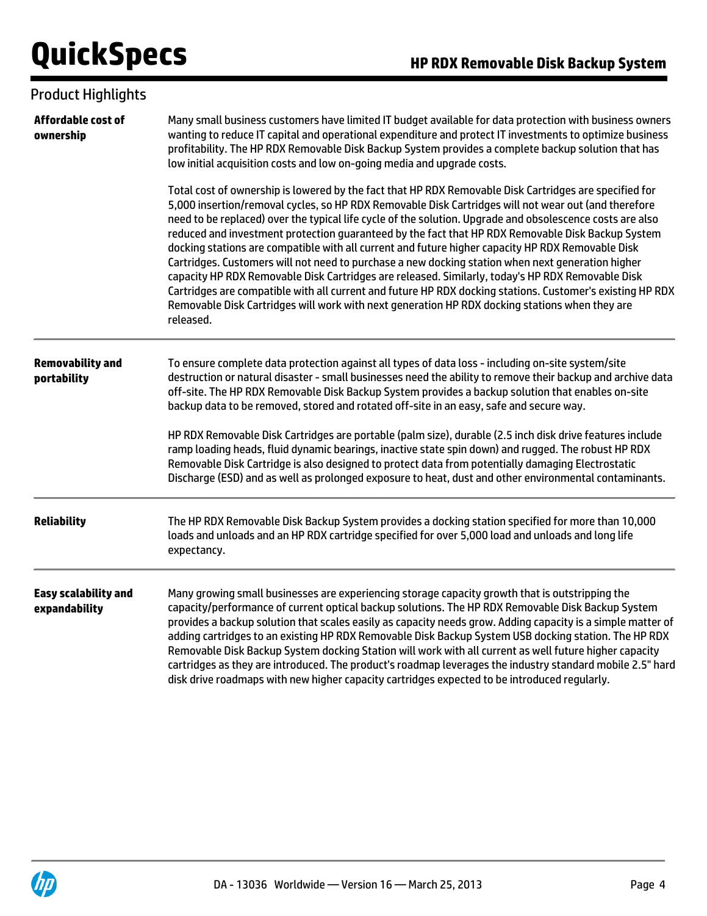## Product Highlights

**Affordable cost of ownership**

Many small business customers have limited IT budget available for data protection with business owners wanting to reduce IT capital and operational expenditure and protect IT investments to optimize business profitability. The HP RDX Removable Disk Backup System provides a complete backup solution that has low initial acquisition costs and low on-going media and upgrade costs.

Total cost of ownership is lowered by the fact that HP RDX Removable Disk Cartridges are specified for 5,000 insertion/removal cycles, so HP RDX Removable Disk Cartridges will not wear out (and therefore need to be replaced) over the typical life cycle of the solution. Upgrade and obsolescence costs are also reduced and investment protection guaranteed by the fact that HP RDX Removable Disk Backup System docking stations are compatible with all current and future higher capacity HP RDX Removable Disk Cartridges. Customers will not need to purchase a new docking station when next generation higher capacity HP RDX Removable Disk Cartridges are released. Similarly, today's HP RDX Removable Disk Cartridges are compatible with all current and future HP RDX docking stations. Customer's existing HP RDX Removable Disk Cartridges will work with next generation HP RDX docking stations when they are released.

**Removability and portability**

To ensure complete data protection against all types of data loss - including on-site system/site destruction or natural disaster - small businesses need the ability to remove their backup and archive data off-site. The HP RDX Removable Disk Backup System provides a backup solution that enables on-site backup data to be removed, stored and rotated off-site in an easy, safe and secure way.

HP RDX Removable Disk Cartridges are portable (palm size), durable (2.5 inch disk drive features include ramp loading heads, fluid dynamic bearings, inactive state spin down) and rugged. The robust HP RDX Removable Disk Cartridge is also designed to protect data from potentially damaging Electrostatic Discharge (ESD) and as well as prolonged exposure to heat, dust and other environmental contaminants.

**Reliability**

The HP RDX Removable Disk Backup System provides a docking station specified for more than 10,000 loads and unloads and an HP RDX cartridge specified for over 5,000 load and unloads and long life expectancy.

**Easy scalability and expandability**

Many growing small businesses are experiencing storage capacity growth that is outstripping the capacity/performance of current optical backup solutions. The HP RDX Removable Disk Backup System provides a backup solution that scales easily as capacity needs grow. Adding capacity is a simple matter of adding cartridges to an existing HP RDX Removable Disk Backup System USB docking station. The HP RDX Removable Disk Backup System docking Station will work with all current as well future higher capacity cartridges as they are introduced. The product's roadmap leverages the industry standard mobile 2.5" hard disk drive roadmaps with new higher capacity cartridges expected to be introduced regularly.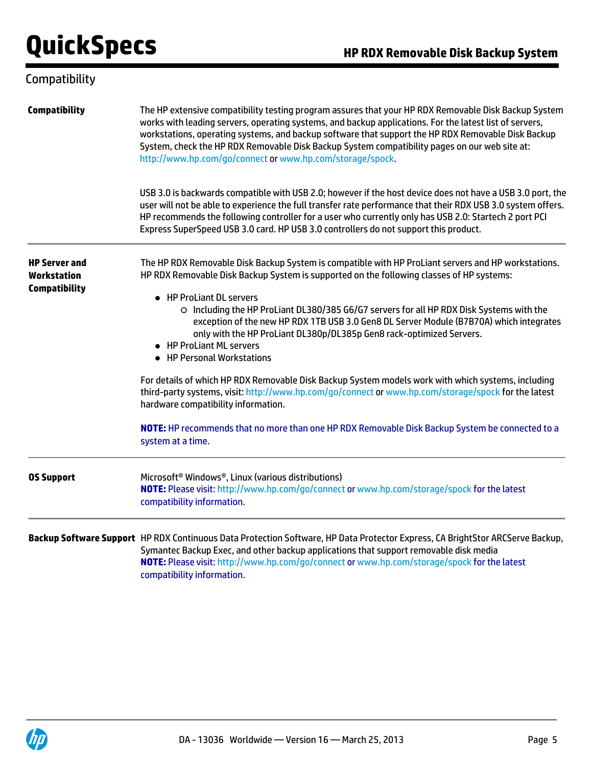## Compatibility

**Compatibility**

The HP extensive compatibility testing program assures that your HP RDX Removable Disk Backup System works with leading servers, operating systems, and backup applications. For the latest list of servers, workstations, operating systems, and backup software that support the HP RDX Removable Disk Backup System, check the HP RDX Removable Disk Backup System compatibility pages on our web site at: http://www.hp.com/go/connect or www.hp.com/storage/spock.

USB 3.0 is backwards compatible with USB 2.0; however if the host device does not have a USB 3.0 port, the user will not be able to experience the full transfer rate performance that their RDX USB 3.0 system offers. HP recommends the following controller for a user who currently only has USB 2.0: Startech 2 port PCI Express SuperSpeed USB 3.0 card. HP USB 3.0 controllers do not support this product.

**HP Server and Workstation Compatibility**

The HP RDX Removable Disk Backup System is compatible with HP ProLiant servers and HP workstations. HP RDX Removable Disk Backup System is supported on the following classes of HP systems:

- HP ProLiant DL servers
  - Including the HP ProLiant DL380/385 G6/G7 servers for all HP RDX Disk Systems with the exception of the new HP RDX 1TB USB 3.0 Gen8 DL Server Module (B7B70A) which integrates only with the HP ProLiant DL380p/DL385p Gen8 rack-optimized Servers.
- HP ProLiant ML servers
- HP Personal Workstations

For details of which HP RDX Removable Disk Backup System models work with which systems, including third-party systems, visit: http://www.hp.com/go/connect or www.hp.com/storage/spock for the latest hardware compatibility information.

**NOTE:** HP recommends that no more than one HP RDX Removable Disk Backup System be connected to a system at a time.

**OS Support**

Microsoft® Windows®, Linux (various distributions)

**NOTE:** Please visit: http://www.hp.com/go/connect or www.hp.com/storage/spock for the latest compatibility information.

**Backup Software Support**

HP RDX Continuous Data Protection Software, HP Data Protector Express, CA BrightStor ARCServe Backup, Symantec Backup Exec, and other backup applications that support removable disk media

**NOTE:** Please visit: http://www.hp.com/go/connect or www.hp.com/storage/spock for the latest compatibility information.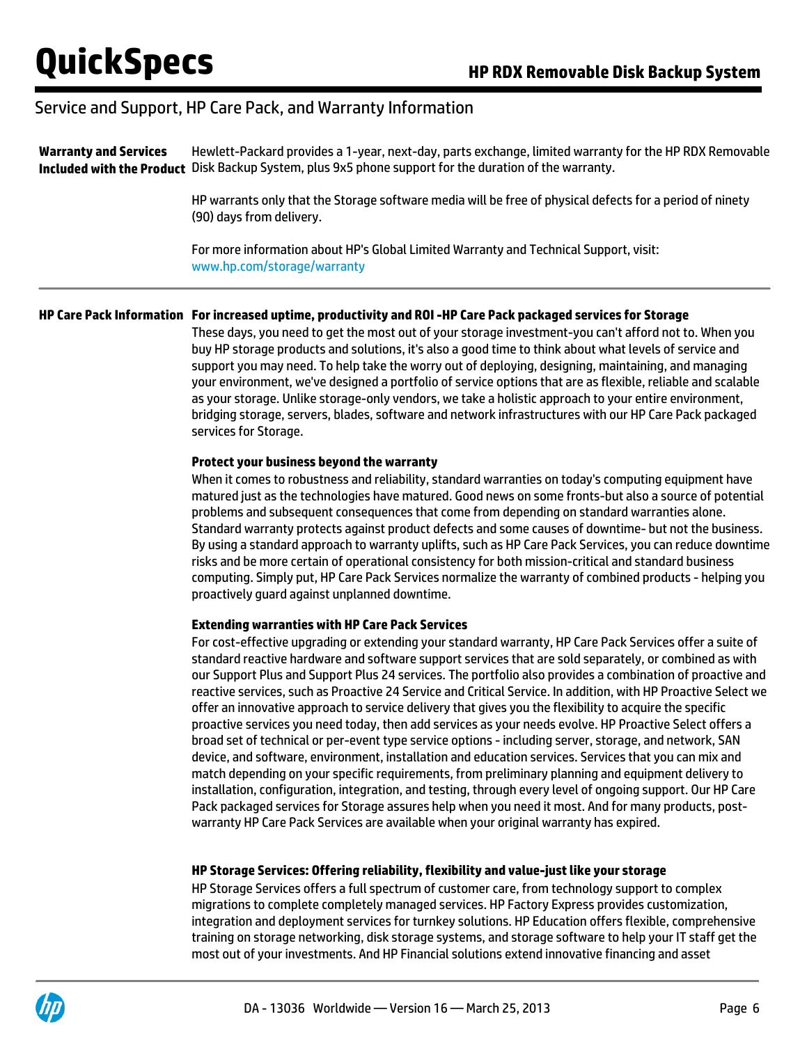## Service and Support, HP Care Pack, and Warranty Information

**Warranty and Services Included with the Product**

Hewlett-Packard provides a 1-year, next-day, parts exchange, limited warranty for the HP RDX Removable Disk Backup System, plus 9x5 phone support for the duration of the warranty.

HP warrants only that the Storage software media will be free of physical defects for a period of ninety (90) days from delivery.

For more information about HP's Global Limited Warranty and Technical Support, visit: www.hp.com/storage/warranty

---

**HP Care Pack Information**

**For increased uptime, productivity and ROI -HP Care Pack packaged services for Storage**

These days, you need to get the most out of your storage investment-you can't afford not to. When you buy HP storage products and solutions, it's also a good time to think about what levels of service and support you may need. To help take the worry out of deploying, designing, maintaining, and managing your environment, we've designed a portfolio of service options that are as flexible, reliable and scalable as your storage. Unlike storage-only vendors, we take a holistic approach to your entire environment, bridging storage, servers, blades, software and network infrastructures with our HP Care Pack packaged services for Storage.

**Protect your business beyond the warranty**

When it comes to robustness and reliability, standard warranties on today's computing equipment have matured just as the technologies have matured. Good news on some fronts-but also a source of potential problems and subsequent consequences that come from depending on standard warranties alone. Standard warranty protects against product defects and some causes of downtime- but not the business. By using a standard approach to warranty uplifts, such as HP Care Pack Services, you can reduce downtime risks and be more certain of operational consistency for both mission-critical and standard business computing. Simply put, HP Care Pack Services normalize the warranty of combined products - helping you proactively guard against unplanned downtime.

**Extending warranties with HP Care Pack Services**

For cost-effective upgrading or extending your standard warranty, HP Care Pack Services offer a suite of standard reactive hardware and software support services that are sold separately, or combined as with our Support Plus and Support Plus 24 services. The portfolio also provides a combination of proactive and reactive services, such as Proactive 24 Service and Critical Service. In addition, with HP Proactive Select we offer an innovative approach to service delivery that gives you the flexibility to acquire the specific proactive services you need today, then add services as your needs evolve. HP Proactive Select offers a broad set of technical or per-event type service options - including server, storage, and network, SAN device, and software, environment, installation and education services. Services that you can mix and match depending on your specific requirements, from preliminary planning and equipment delivery to installation, configuration, integration, and testing, through every level of ongoing support. Our HP Care Pack packaged services for Storage assures help when you need it most. And for many products, post-warranty HP Care Pack Services are available when your original warranty has expired.

**HP Storage Services: Offering reliability, flexibility and value-just like your storage**

HP Storage Services offers a full spectrum of customer care, from technology support to complex migrations to complete completely managed services. HP Factory Express provides customization, integration and deployment services for turnkey solutions. HP Education offers flexible, comprehensive training on storage networking, disk storage systems, and storage software to help your IT staff get the most out of your investments. And HP Financial solutions extend innovative financing and asset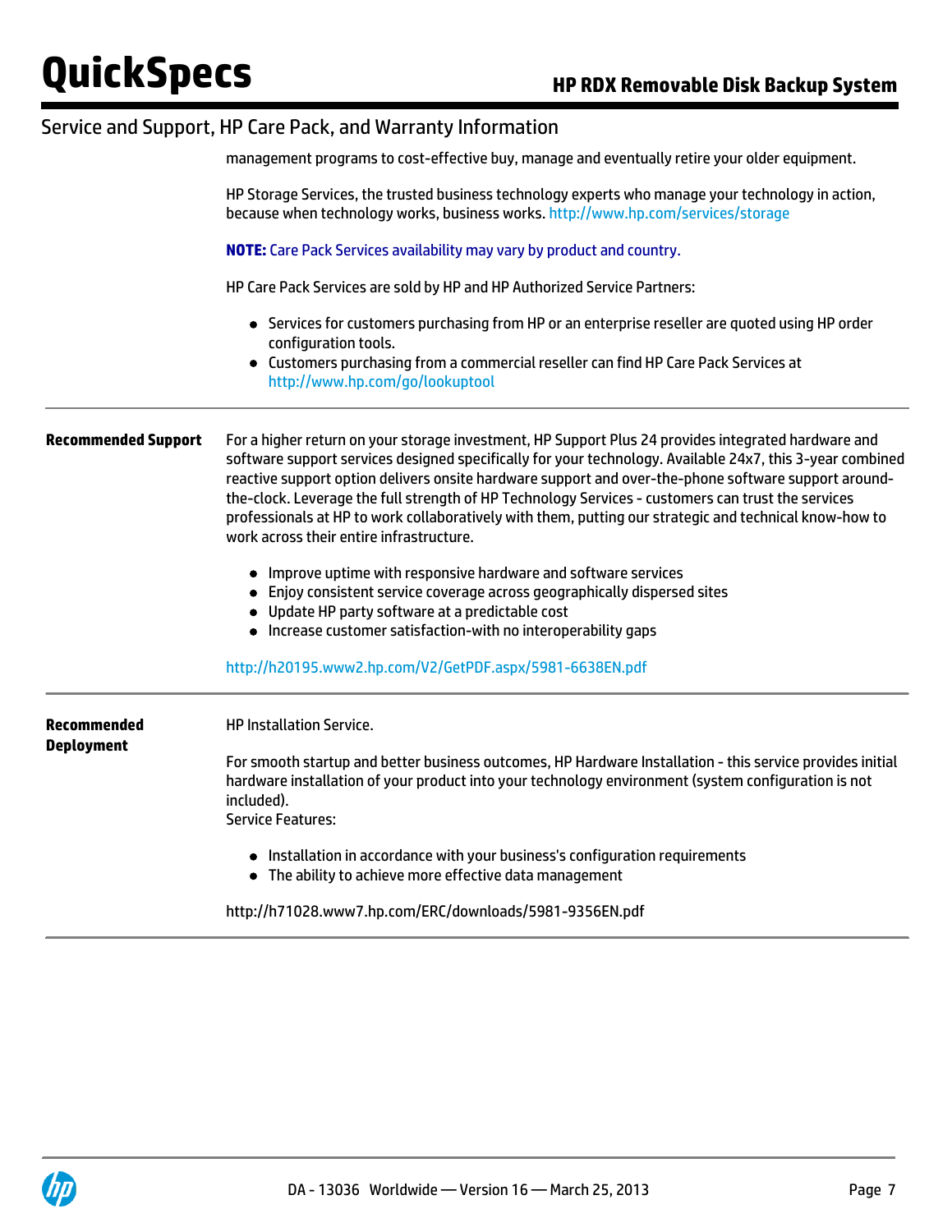## Service and Support, HP Care Pack, and Warranty Information

management programs to cost-effective buy, manage and eventually retire your older equipment.

HP Storage Services, the trusted business technology experts who manage your technology in action, because when technology works, business works. http://www.hp.com/services/storage

**NOTE:** Care Pack Services availability may vary by product and country.

HP Care Pack Services are sold by HP and HP Authorized Service Partners:

- Services for customers purchasing from HP or an enterprise reseller are quoted using HP order configuration tools.
- Customers purchasing from a commercial reseller can find HP Care Pack Services at http://www.hp.com/go/lookuptool

---

**Recommended Support**

For a higher return on your storage investment, HP Support Plus 24 provides integrated hardware and software support services designed specifically for your technology. Available 24x7, this 3-year combined reactive support option delivers onsite hardware support and over-the-phone software support around-the-clock. Leverage the full strength of HP Technology Services - customers can trust the services professionals at HP to work collaboratively with them, putting our strategic and technical know-how to work across their entire infrastructure.

- Improve uptime with responsive hardware and software services
- Enjoy consistent service coverage across geographically dispersed sites
- Update HP party software at a predictable cost
- Increase customer satisfaction-with no interoperability gaps

http://h20195.www2.hp.com/V2/GetPDF.aspx/5981-6638EN.pdf

---

**Recommended Deployment**

HP Installation Service.

For smooth startup and better business outcomes, HP Hardware Installation - this service provides initial hardware installation of your product into your technology environment (system configuration is not included).
Service Features:

- Installation in accordance with your business's configuration requirements
- The ability to achieve more effective data management

http://h71028.www7.hp.com/ERC/downloads/5981-9356EN.pdf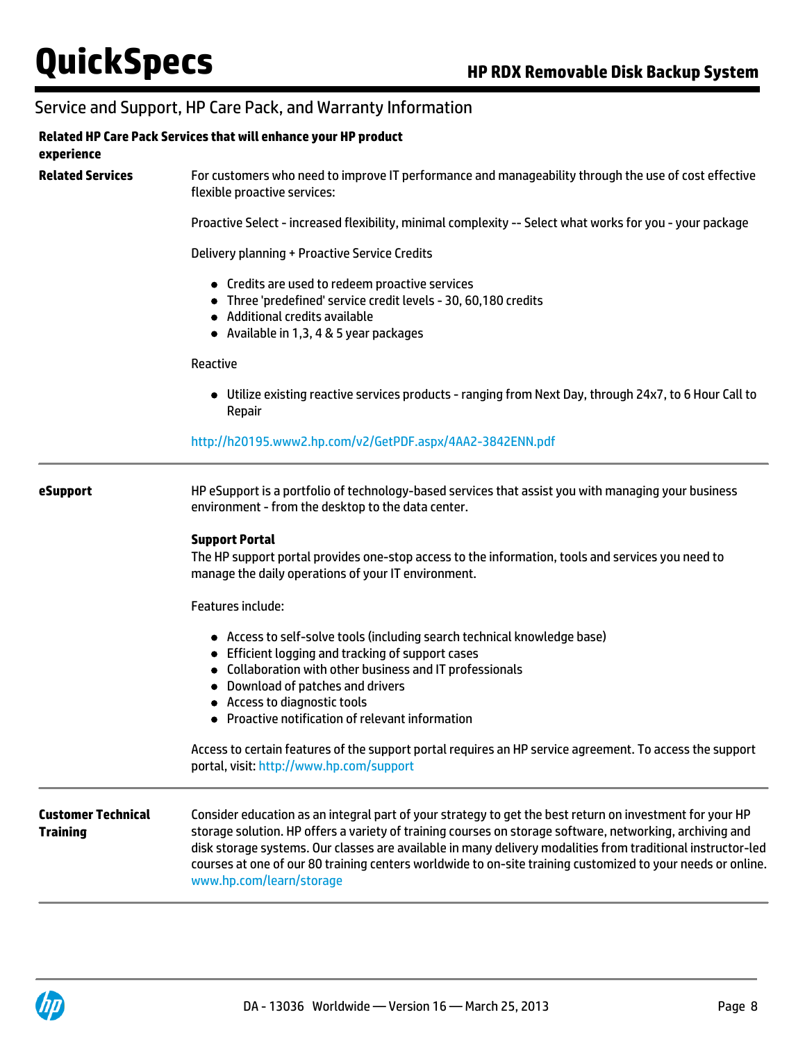## Service and Support, HP Care Pack, and Warranty Information

**Related HP Care Pack Services that will enhance your HP product experience**

**Related Services**

For customers who need to improve IT performance and manageability through the use of cost effective flexible proactive services:

Proactive Select - increased flexibility, minimal complexity -- Select what works for you - your package

Delivery planning + Proactive Service Credits

- Credits are used to redeem proactive services
- Three 'predefined' service credit levels - 30, 60,180 credits
- Additional credits available
- Available in 1,3, 4 & 5 year packages

Reactive

- Utilize existing reactive services products - ranging from Next Day, through 24x7, to 6 Hour Call to Repair

http://h20195.www2.hp.com/v2/GetPDF.aspx/4AA2-3842ENN.pdf

---

**eSupport**

HP eSupport is a portfolio of technology-based services that assist you with managing your business environment - from the desktop to the data center.

**Support Portal**
The HP support portal provides one-stop access to the information, tools and services you need to manage the daily operations of your IT environment.

Features include:

- Access to self-solve tools (including search technical knowledge base)
- Efficient logging and tracking of support cases
- Collaboration with other business and IT professionals
- Download of patches and drivers
- Access to diagnostic tools
- Proactive notification of relevant information

Access to certain features of the support portal requires an HP service agreement. To access the support portal, visit: http://www.hp.com/support

---

**Customer Technical Training**

Consider education as an integral part of your strategy to get the best return on investment for your HP storage solution. HP offers a variety of training courses on storage software, networking, archiving and disk storage systems. Our classes are available in many delivery modalities from traditional instructor-led courses at one of our 80 training centers worldwide to on-site training customized to your needs or online. www.hp.com/learn/storage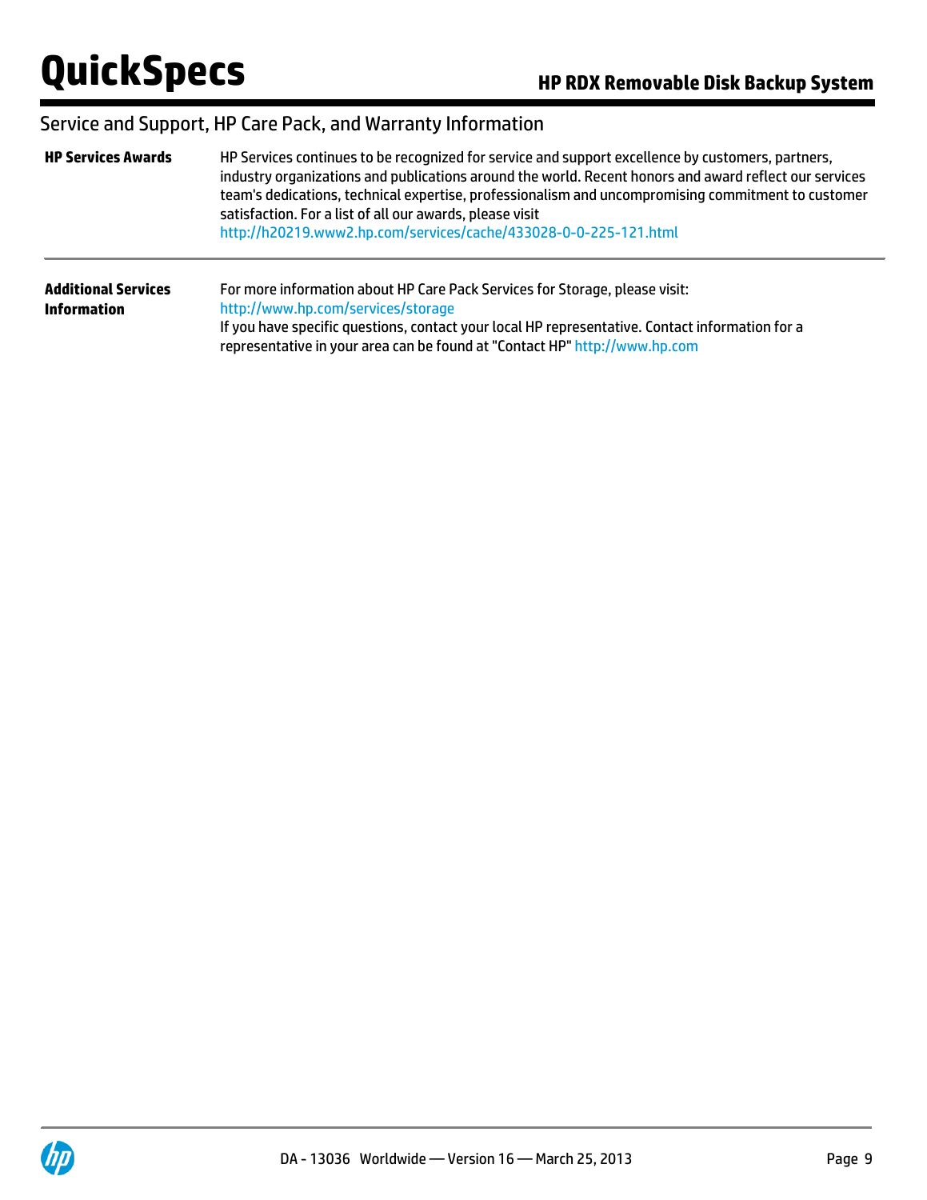## Service and Support, HP Care Pack, and Warranty Information

| | |
|---|---|
| **HP Services Awards** | HP Services continues to be recognized for service and support excellence by customers, partners, industry organizations and publications around the world. Recent honors and award reflect our services team's dedications, technical expertise, professionalism and uncompromising commitment to customer satisfaction. For a list of all our awards, please visit http://h20219.www2.hp.com/services/cache/433028-0-0-225-121.html |
| **Additional Services Information** | For more information about HP Care Pack Services for Storage, please visit: http://www.hp.com/services/storage<br>If you have specific questions, contact your local HP representative. Contact information for a representative in your area can be found at "Contact HP" http://www.hp.com |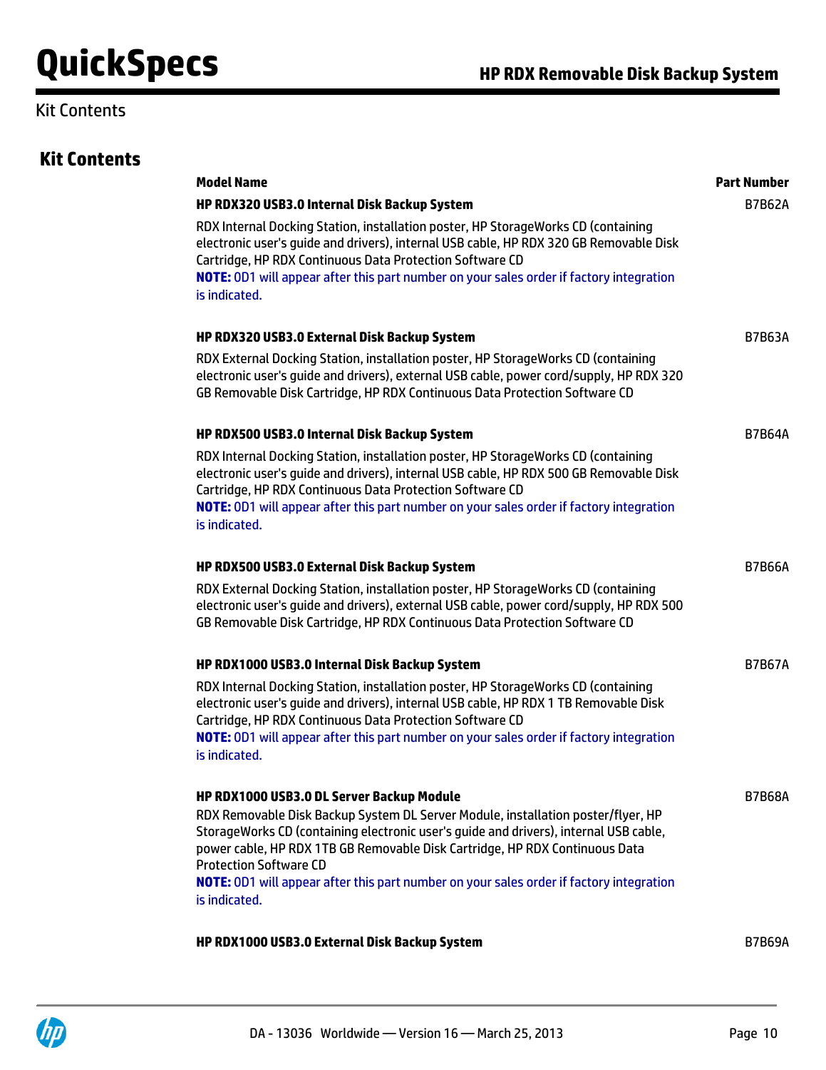## Kit Contents

| Model Name | Part Number |
|---|---|
| **HP RDX320 USB3.0 Internal Disk Backup System**<br>RDX Internal Docking Station, installation poster, HP StorageWorks CD (containing electronic user's guide and drivers), internal USB cable, HP RDX 320 GB Removable Disk Cartridge, HP RDX Continuous Data Protection Software CD<br>**NOTE:** 0D1 will appear after this part number on your sales order if factory integration is indicated. | B7B62A |
| **HP RDX320 USB3.0 External Disk Backup System**<br>RDX External Docking Station, installation poster, HP StorageWorks CD (containing electronic user's guide and drivers), external USB cable, power cord/supply, HP RDX 320 GB Removable Disk Cartridge, HP RDX Continuous Data Protection Software CD | B7B63A |
| **HP RDX500 USB3.0 Internal Disk Backup System**<br>RDX Internal Docking Station, installation poster, HP StorageWorks CD (containing electronic user's guide and drivers), internal USB cable, HP RDX 500 GB Removable Disk Cartridge, HP RDX Continuous Data Protection Software CD<br>**NOTE:** 0D1 will appear after this part number on your sales order if factory integration is indicated. | B7B64A |
| **HP RDX500 USB3.0 External Disk Backup System**<br>RDX External Docking Station, installation poster, HP StorageWorks CD (containing electronic user's guide and drivers), external USB cable, power cord/supply, HP RDX 500 GB Removable Disk Cartridge, HP RDX Continuous Data Protection Software CD | B7B66A |
| **HP RDX1000 USB3.0 Internal Disk Backup System**<br>RDX Internal Docking Station, installation poster, HP StorageWorks CD (containing electronic user's guide and drivers), internal USB cable, HP RDX 1 TB Removable Disk Cartridge, HP RDX Continuous Data Protection Software CD<br>**NOTE:** 0D1 will appear after this part number on your sales order if factory integration is indicated. | B7B67A |
| **HP RDX1000 USB3.0 DL Server Backup Module**<br>RDX Removable Disk Backup System DL Server Module, installation poster/flyer, HP StorageWorks CD (containing electronic user's guide and drivers), internal USB cable, power cable, HP RDX 1TB GB Removable Disk Cartridge, HP RDX Continuous Data Protection Software CD<br>**NOTE:** 0D1 will appear after this part number on your sales order if factory integration is indicated. | B7B68A |
| **HP RDX1000 USB3.0 External Disk Backup System** | B7B69A |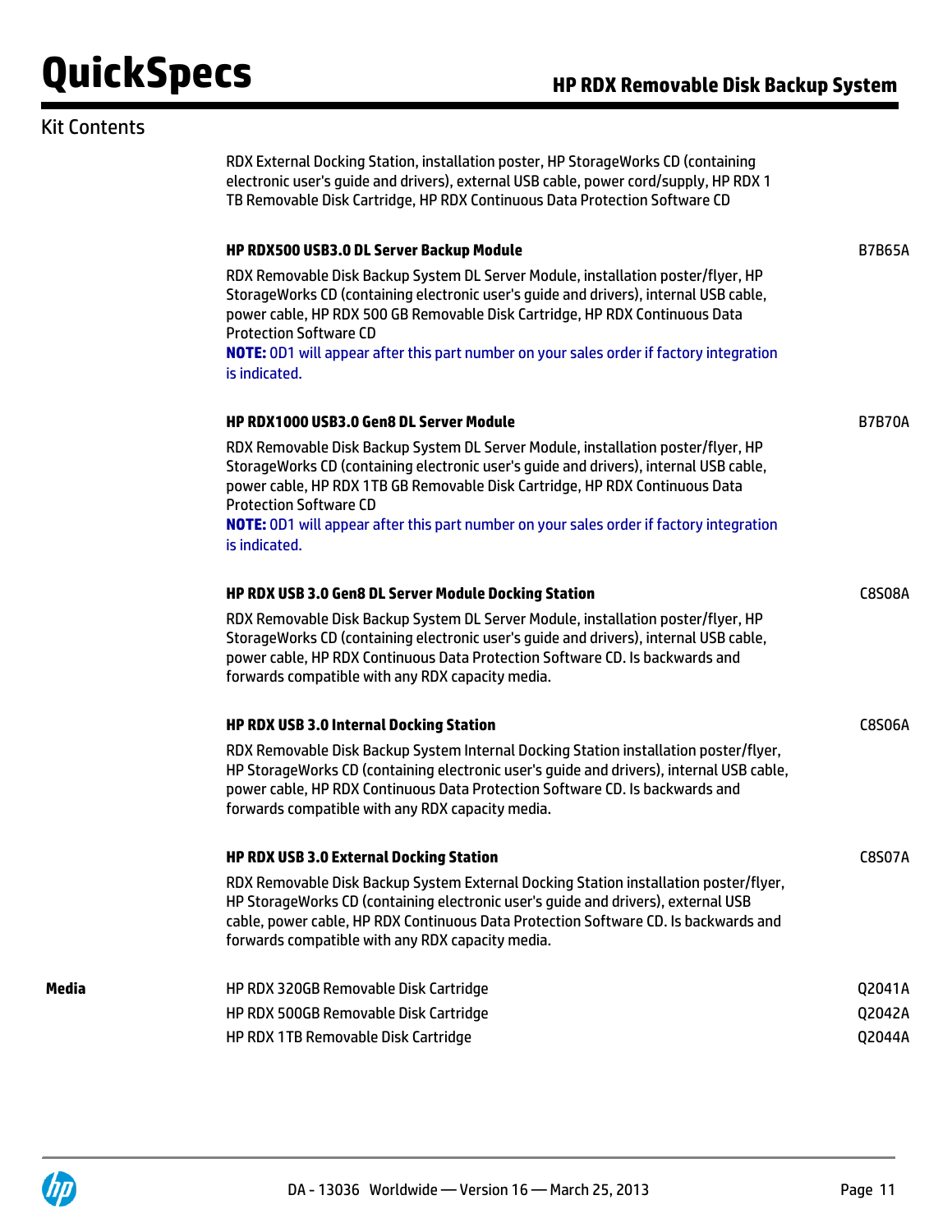## Kit Contents

RDX External Docking Station, installation poster, HP StorageWorks CD (containing electronic user's guide and drivers), external USB cable, power cord/supply, HP RDX 1 TB Removable Disk Cartridge, HP RDX Continuous Data Protection Software CD

**HP RDX500 USB3.0 DL Server Backup Module** — B7B65A

RDX Removable Disk Backup System DL Server Module, installation poster/flyer, HP StorageWorks CD (containing electronic user's guide and drivers), internal USB cable, power cable, HP RDX 500 GB Removable Disk Cartridge, HP RDX Continuous Data Protection Software CD

**NOTE:** 0D1 will appear after this part number on your sales order if factory integration is indicated.

**HP RDX1000 USB3.0 Gen8 DL Server Module** — B7B70A

RDX Removable Disk Backup System DL Server Module, installation poster/flyer, HP StorageWorks CD (containing electronic user's guide and drivers), internal USB cable, power cable, HP RDX 1TB GB Removable Disk Cartridge, HP RDX Continuous Data Protection Software CD

**NOTE:** 0D1 will appear after this part number on your sales order if factory integration is indicated.

**HP RDX USB 3.0 Gen8 DL Server Module Docking Station** — C8S08A

RDX Removable Disk Backup System DL Server Module, installation poster/flyer, HP StorageWorks CD (containing electronic user's guide and drivers), internal USB cable, power cable, HP RDX Continuous Data Protection Software CD. Is backwards and forwards compatible with any RDX capacity media.

**HP RDX USB 3.0 Internal Docking Station** — C8S06A

RDX Removable Disk Backup System Internal Docking Station installation poster/flyer, HP StorageWorks CD (containing electronic user's guide and drivers), internal USB cable, power cable, HP RDX Continuous Data Protection Software CD. Is backwards and forwards compatible with any RDX capacity media.

**HP RDX USB 3.0 External Docking Station** — C8S07A

RDX Removable Disk Backup System External Docking Station installation poster/flyer, HP StorageWorks CD (containing electronic user's guide and drivers), external USB cable, power cable, HP RDX Continuous Data Protection Software CD. Is backwards and forwards compatible with any RDX capacity media.

**Media**

| | | |
|---|---|---|
| **Media** | HP RDX 320GB Removable Disk Cartridge | Q2041A |
| | HP RDX 500GB Removable Disk Cartridge | Q2042A |
| | HP RDX 1TB Removable Disk Cartridge | Q2044A |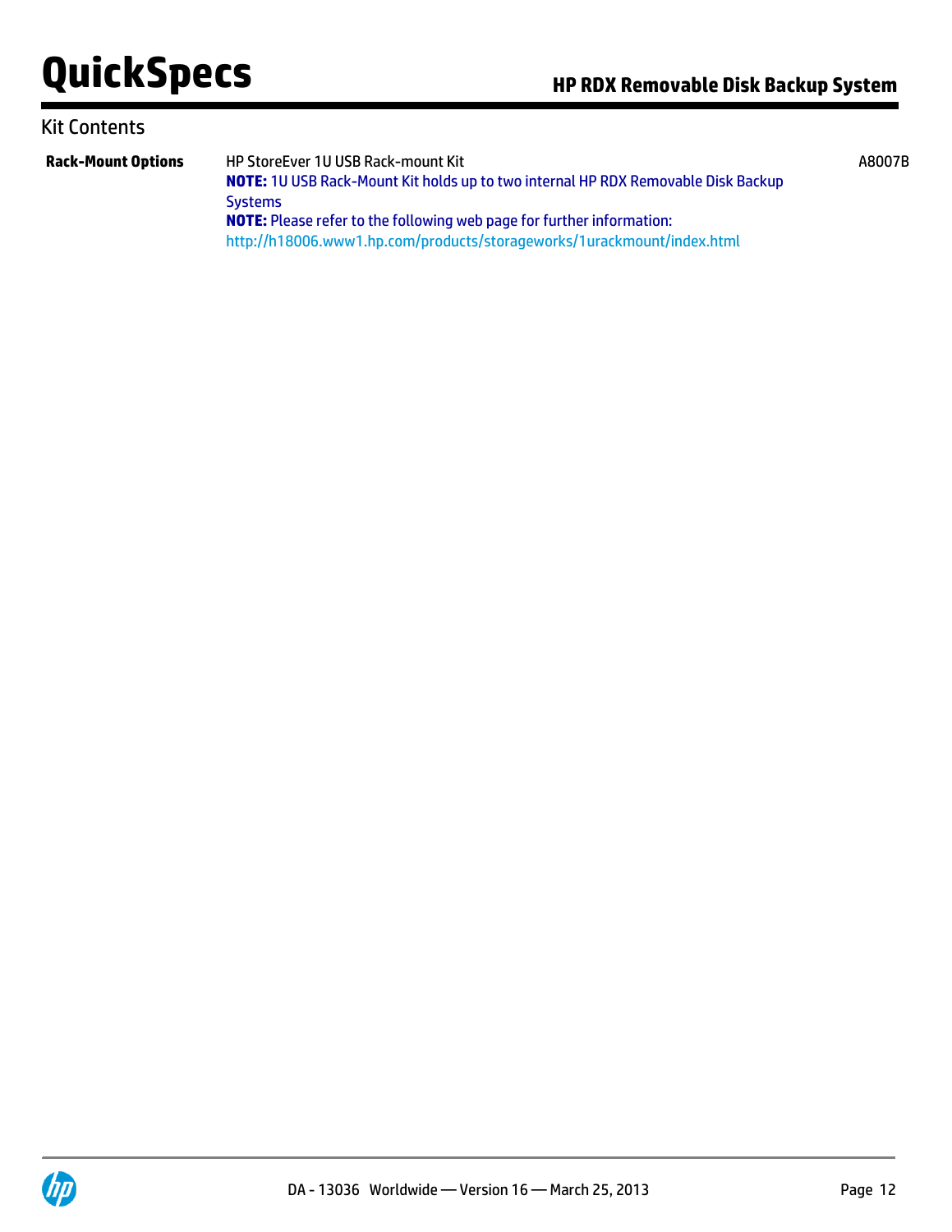## Kit Contents

| | | |
|---|---|---|
| **Rack-Mount Options** | HP StoreEver 1U USB Rack-mount Kit<br>**NOTE:** 1U USB Rack-Mount Kit holds up to two internal HP RDX Removable Disk Backup Systems<br>**NOTE:** Please refer to the following web page for further information:<br>http://h18006.www1.hp.com/products/storageworks/1urackmount/index.html | A8007B |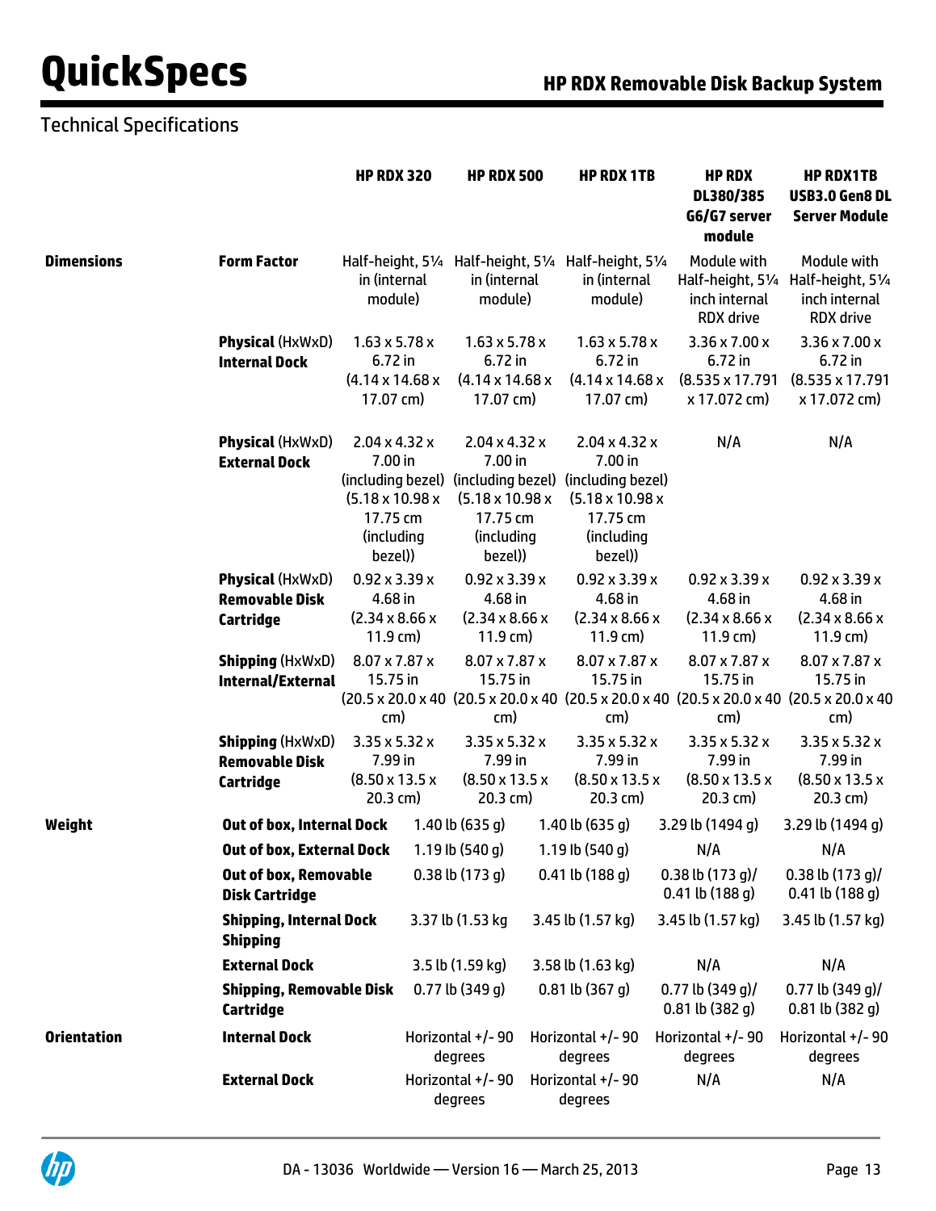## Technical Specifications

| | | HP RDX 320 | HP RDX 500 | HP RDX 1TB | HP RDX DL380/385 G6/G7 server module | HP RDX1TB USB3.0 Gen8 DL Server Module |
|---|---|---|---|---|---|---|
| **Dimensions** | **Form Factor** | Half-height, 5¼ in (internal module) | Half-height, 5¼ in (internal module) | Half-height, 5¼ in (internal module) | Module with Half-height, 5¼ inch internal RDX drive | Module with Half-height, 5¼ inch internal RDX drive |
| | **Physical** (HxWxD) **Internal Dock** | 1.63 x 5.78 x 6.72 in (4.14 x 14.68 x 17.07 cm) | 1.63 x 5.78 x 6.72 in (4.14 x 14.68 x 17.07 cm) | 1.63 x 5.78 x 6.72 in (4.14 x 14.68 x 17.07 cm) | 3.36 x 7.00 x 6.72 in (8.535 x 17.791 x 17.072 cm) | 3.36 x 7.00 x 6.72 in (8.535 x 17.791 x 17.072 cm) |
| | **Physical** (HxWxD) **External Dock** | 2.04 x 4.32 x 7.00 in (including bezel) (5.18 x 10.98 x 17.75 cm (including bezel)) | 2.04 x 4.32 x 7.00 in (including bezel) (5.18 x 10.98 x 17.75 cm (including bezel)) | 2.04 x 4.32 x 7.00 in (including bezel) (5.18 x 10.98 x 17.75 cm (including bezel)) | N/A | N/A |
| | **Physical** (HxWxD) **Removable Disk Cartridge** | 0.92 x 3.39 x 4.68 in (2.34 x 8.66 x 11.9 cm) | 0.92 x 3.39 x 4.68 in (2.34 x 8.66 x 11.9 cm) | 0.92 x 3.39 x 4.68 in (2.34 x 8.66 x 11.9 cm) | 0.92 x 3.39 x 4.68 in (2.34 x 8.66 x 11.9 cm) | 0.92 x 3.39 x 4.68 in (2.34 x 8.66 x 11.9 cm) |
| | **Shipping** (HxWxD) **Internal/External** | 8.07 x 7.87 x 15.75 in (20.5 x 20.0 x 40 cm) | 8.07 x 7.87 x 15.75 in (20.5 x 20.0 x 40 cm) | 8.07 x 7.87 x 15.75 in (20.5 x 20.0 x 40 cm) | 8.07 x 7.87 x 15.75 in (20.5 x 20.0 x 40 cm) | 8.07 x 7.87 x 15.75 in (20.5 x 20.0 x 40 cm) |
| | **Shipping** (HxWxD) **Removable Disk Cartridge** | 3.35 x 5.32 x 7.99 in (8.50 x 13.5 x 20.3 cm) | 3.35 x 5.32 x 7.99 in (8.50 x 13.5 x 20.3 cm) | 3.35 x 5.32 x 7.99 in (8.50 x 13.5 x 20.3 cm) | 3.35 x 5.32 x 7.99 in (8.50 x 13.5 x 20.3 cm) | 3.35 x 5.32 x 7.99 in (8.50 x 13.5 x 20.3 cm) |
| **Weight** | **Out of box, Internal Dock** | 1.40 lb (635 g) | 1.40 lb (635 g) | | 3.29 lb (1494 g) | 3.29 lb (1494 g) |
| | **Out of box, External Dock** | 1.19 lb (540 g) | 1.19 lb (540 g) | | N/A | N/A |
| | **Out of box, Removable Disk Cartridge** | 0.38 lb (173 g) | 0.41 lb (188 g) | | 0.38 lb (173 g)/ 0.41 lb (188 g) | 0.38 lb (173 g)/ 0.41 lb (188 g) |
| | **Shipping, Internal Dock** | 3.37 lb (1.53 kg | 3.45 lb (1.57 kg) | | 3.45 lb (1.57 kg) | 3.45 lb (1.57 kg) |
| | **Shipping External Dock** | 3.5 lb (1.59 kg) | 3.58 lb (1.63 kg) | | N/A | N/A |
| | **Shipping, Removable Disk Cartridge** | 0.77 lb (349 g) | 0.81 lb (367 g) | | 0.77 lb (349 g)/ 0.81 lb (382 g) | 0.77 lb (349 g)/ 0.81 lb (382 g) |
| **Orientation** | **Internal Dock** | Horizontal +/- 90 degrees | Horizontal +/- 90 degrees | | Horizontal +/- 90 degrees | Horizontal +/- 90 degrees |
| | **External Dock** | Horizontal +/- 90 degrees | Horizontal +/- 90 degrees | | N/A | N/A |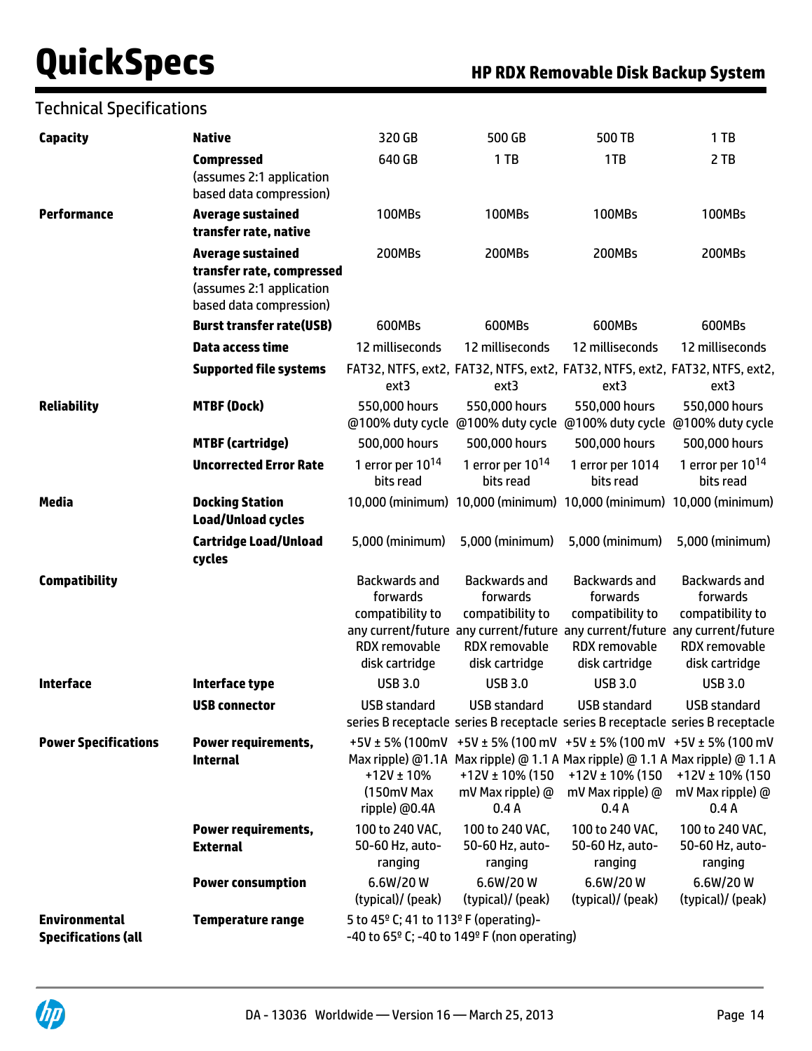## Technical Specifications

| | | | | | |
|---|---|---|---|---|---|
| **Capacity** | **Native** | 320 GB | 500 GB | 500 TB | 1 TB |
| | **Compressed** (assumes 2:1 application based data compression) | 640 GB | 1 TB | 1TB | 2 TB |
| **Performance** | **Average sustained transfer rate, native** | 100MBs | 100MBs | 100MBs | 100MBs |
| | **Average sustained transfer rate, compressed** (assumes 2:1 application based data compression) | 200MBs | 200MBs | 200MBs | 200MBs |
| | **Burst transfer rate(USB)** | 600MBs | 600MBs | 600MBs | 600MBs |
| | **Data access time** | 12 milliseconds | 12 milliseconds | 12 milliseconds | 12 milliseconds |
| | **Supported file systems** | FAT32, NTFS, ext2, ext3 | FAT32, NTFS, ext2, ext3 | FAT32, NTFS, ext2, ext3 | FAT32, NTFS, ext2, ext3 |
| **Reliability** | **MTBF (Dock)** | 550,000 hours @100% duty cycle | 550,000 hours @100% duty cycle | 550,000 hours @100% duty cycle | 550,000 hours @100% duty cycle |
| | **MTBF (cartridge)** | 500,000 hours | 500,000 hours | 500,000 hours | 500,000 hours |
| | **Uncorrected Error Rate** | 1 error per $10^{14}$ bits read | 1 error per $10^{14}$ bits read | 1 error per 1014 bits read | 1 error per $10^{14}$ bits read |
| **Media** | **Docking Station Load/Unload cycles** | 10,000 (minimum) | 10,000 (minimum) | 10,000 (minimum) | 10,000 (minimum) |
| | **Cartridge Load/Unload cycles** | 5,000 (minimum) | 5,000 (minimum) | 5,000 (minimum) | 5,000 (minimum) |
| **Compatibility** | | Backwards and forwards compatibility to any current/future RDX removable disk cartridge | Backwards and forwards compatibility to any current/future RDX removable disk cartridge | Backwards and forwards compatibility to any current/future RDX removable disk cartridge | Backwards and forwards compatibility to any current/future RDX removable disk cartridge |
| **Interface** | **Interface type** | USB 3.0 | USB 3.0 | USB 3.0 | USB 3.0 |
| | **USB connector** | USB standard series B receptacle | USB standard series B receptacle | USB standard series B receptacle | USB standard series B receptacle |
| **Power Specifications** | **Power requirements, Internal** | +5V ± 5% (100mV Max ripple) @1.1A +12V ± 10% (150mV Max ripple) @0.4A | +5V ± 5% (100 mV Max ripple) @ 1.1 A +12V ± 10% (150 mV Max ripple) @ 0.4 A | +5V ± 5% (100 mV Max ripple) @ 1.1 A +12V ± 10% (150 mV Max ripple) @ 0.4 A | +5V ± 5% (100 mV Max ripple) @ 1.1 A +12V ± 10% (150 mV Max ripple) @ 0.4 A |
| | **Power requirements, External** | 100 to 240 VAC, 50-60 Hz, auto-ranging | 100 to 240 VAC, 50-60 Hz, auto-ranging | 100 to 240 VAC, 50-60 Hz, auto-ranging | 100 to 240 VAC, 50-60 Hz, auto-ranging |
| | **Power consumption** | 6.6W/20 W (typical)/ (peak) | 6.6W/20 W (typical)/ (peak) | 6.6W/20 W (typical)/ (peak) | 6.6W/20 W (typical)/ (peak) |
| **Environmental Specifications (all** | **Temperature range** | 5 to 45º C; 41 to 113º F (operating)- -40 to 65º C; -40 to 149º F (non operating) | | | |

DA - 13036 Worldwide — Version 16 — March 25, 2013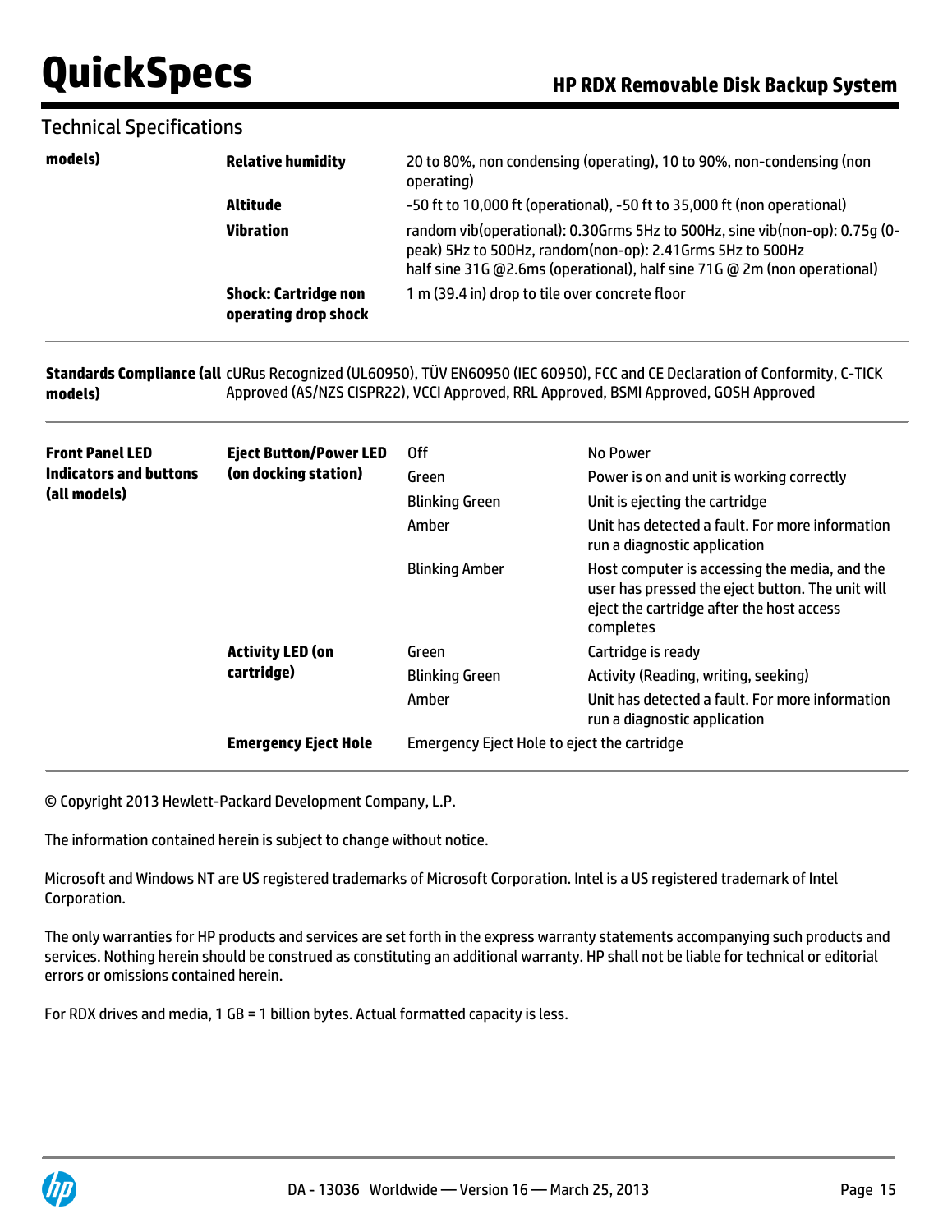## Technical Specifications

| | | | |
|---|---|---|---|
| **models)** | **Relative humidity** | 20 to 80%, non condensing (operating), 10 to 90%, non-condensing (non operating) | |
| | **Altitude** | -50 ft to 10,000 ft (operational), -50 ft to 35,000 ft (non operational) | |
| | **Vibration** | random vib(operational): 0.30Grms 5Hz to 500Hz, sine vib(non-op): 0.75g (0-peak) 5Hz to 500Hz, random(non-op): 2.41Grms 5Hz to 500Hz half sine 31G @2.6ms (operational), half sine 71G @ 2m (non operational) | |
| | **Shock: Cartridge non operating drop shock** | 1 m (39.4 in) drop to tile over concrete floor | |
| **Standards Compliance (all models)** | cURus Recognized (UL60950), TÜV EN60950 (IEC 60950), FCC and CE Declaration of Conformity, C-TICK Approved (AS/NZS CISPR22), VCCI Approved, RRL Approved, BSMI Approved, GOSH Approved | | |
| **Front Panel LED Indicators and buttons (all models)** | **Eject Button/Power LED (on docking station)** | Off | No Power |
| | | Green | Power is on and unit is working correctly |
| | | Blinking Green | Unit is ejecting the cartridge |
| | | Amber | Unit has detected a fault. For more information run a diagnostic application |
| | | Blinking Amber | Host computer is accessing the media, and the user has pressed the eject button. The unit will eject the cartridge after the host access completes |
| | **Activity LED (on cartridge)** | Green | Cartridge is ready |
| | | Blinking Green | Activity (Reading, writing, seeking) |
| | | Amber | Unit has detected a fault. For more information run a diagnostic application |
| | **Emergency Eject Hole** | Emergency Eject Hole to eject the cartridge | |

© Copyright 2013 Hewlett-Packard Development Company, L.P.

The information contained herein is subject to change without notice.

Microsoft and Windows NT are US registered trademarks of Microsoft Corporation. Intel is a US registered trademark of Intel Corporation.

The only warranties for HP products and services are set forth in the express warranty statements accompanying such products and services. Nothing herein should be construed as constituting an additional warranty. HP shall not be liable for technical or editorial errors or omissions contained herein.

For RDX drives and media, 1 GB = 1 billion bytes. Actual formatted capacity is less.

DA - 13036 Worldwide — Version 16 — March 25, 2013